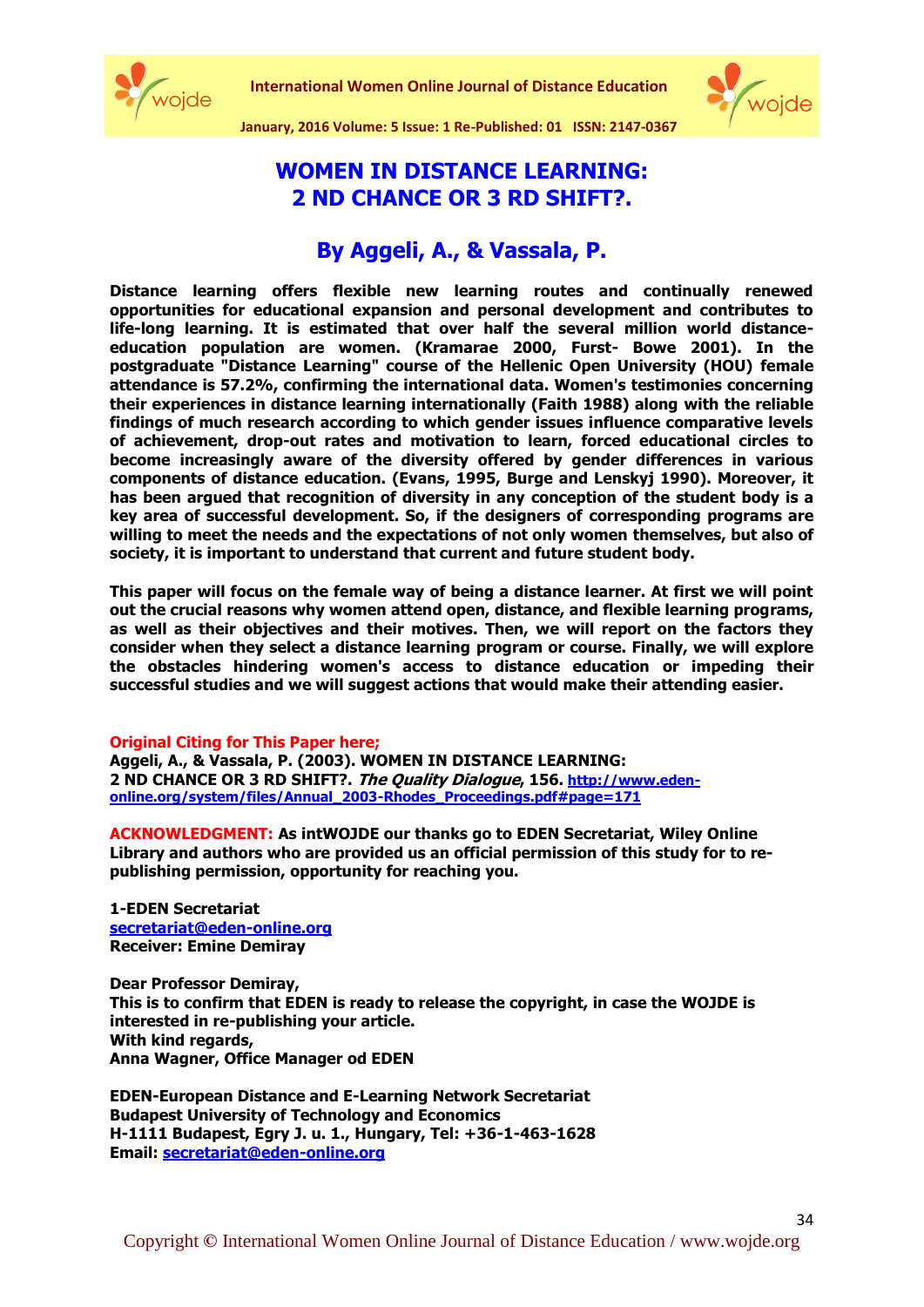# WOMEN IN DISTANCE LEARNING: 2 ND CHANCE OR 3 RD SHIFT?.

## By Aggeli, A., & Vassala, P.

**Distance learning offers flexible new learning routes and continually renewed opportunities for educational expansion and personal development and contributes to life-long learning. It is estimated that over half the several million world distance-education population are women. (Kramarae 2000, Furst- Bowe 2001). In the postgraduate "Distance Learning" course of the Hellenic Open University (HOU) female attendance is 57.2%, confirming the international data. Women's testimonies concerning their experiences in distance learning internationally (Faith 1988) along with the reliable findings of much research according to which gender issues influence comparative levels of achievement, drop-out rates and motivation to learn, forced educational circles to become increasingly aware of the diversity offered by gender differences in various components of distance education. (Evans, 1995, Burge and Lenskyj 1990). Moreover, it has been argued that recognition of diversity in any conception of the student body is a key area of successful development. So, if the designers of corresponding programs are willing to meet the needs and the expectations of not only women themselves, but also of society, it is important to understand that current and future student body.**

**This paper will focus on the female way of being a distance learner. At first we will point out the crucial reasons why women attend open, distance, and flexible learning programs, as well as their objectives and their motives. Then, we will report on the factors they consider when they select a distance learning program or course. Finally, we will explore the obstacles hindering women's access to distance education or impeding their successful studies and we will suggest actions that would make their attending easier.**

**Original Citing for This Paper here;**
**Aggeli, A., & Vassala, P. (2003). WOMEN IN DISTANCE LEARNING: 2 ND CHANCE OR 3 RD SHIFT?. *The Quality Dialogue*, 156. http://www.eden-online.org/system/files/Annual_2003-Rhodes_Proceedings.pdf#page=171**

**ACKNOWLEDGMENT: As intWOJDE our thanks go to EDEN Secretariat, Wiley Online Library and authors who are provided us an official permission of this study for to re-publishing permission, opportunity for reaching you.**

**1-EDEN Secretariat**
**secretariat@eden-online.org**
**Receiver: Emine Demiray**

**Dear Professor Demiray,**
**This is to confirm that EDEN is ready to release the copyright, in case the WOJDE is interested in re-publishing your article.**
**With kind regards,**
**Anna Wagner, Office Manager od EDEN**

**EDEN-European Distance and E-Learning Network Secretariat**
**Budapest University of Technology and Economics**
**H-1111 Budapest, Egry J. u. 1., Hungary, Tel: +36-1-463-1628**
**Email: secretariat@eden-online.org**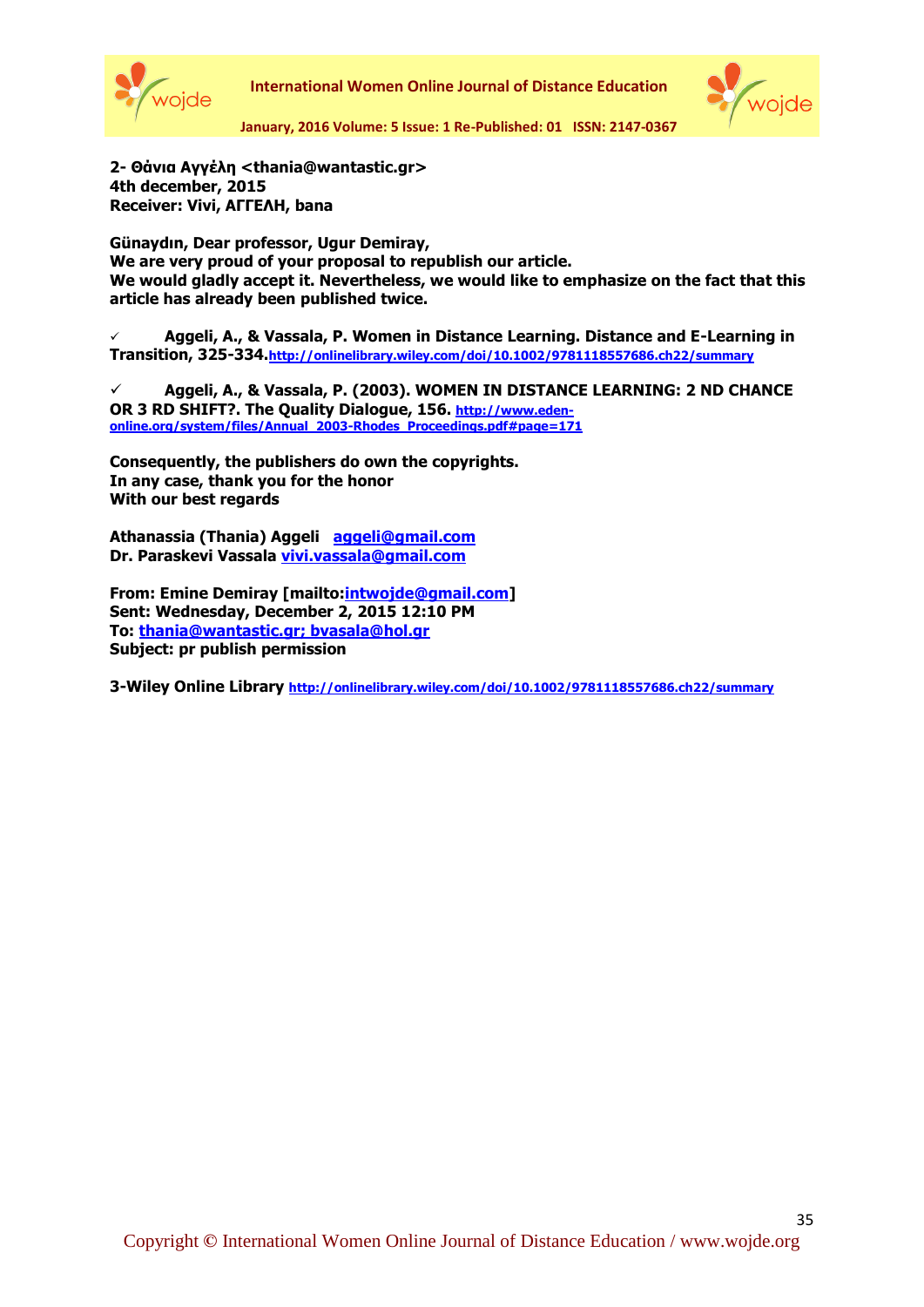**2- Θάνια Αγγέλη <thania@wantastic.gr>**
**4th december, 2015**
**Receiver: Vivi, ΑΓΓΕΛΗ, bana**

**Günaydın, Dear professor, Ugur Demiray,**
**We are very proud of your proposal to republish our article.**
**We would gladly accept it. Nevertheless, we would like to emphasize on the fact that this article has already been published twice.**

- ✓ **Aggeli, A., & Vassala, P. Women in Distance Learning. Distance and E-Learning in Transition, 325-334.**[http://onlinelibrary.wiley.com/doi/10.1002/9781118557686.ch22/summary](http://onlinelibrary.wiley.com/doi/10.1002/9781118557686.ch22/summary)

- ✓ **Aggeli, A., & Vassala, P. (2003). WOMEN IN DISTANCE LEARNING: 2 ND CHANCE OR 3 RD SHIFT?. The Quality Dialogue, 156.** [http://www.eden-online.org/system/files/Annual_2003-Rhodes_Proceedings.pdf#page=171](http://www.eden-online.org/system/files/Annual_2003-Rhodes_Proceedings.pdf#page=171)

**Consequently, the publishers do own the copyrights.**
**In any case, thank you for the honor**
**With our best regards**

**Athanassia (Thania) Aggeli** [aggeli@gmail.com](mailto:aggeli@gmail.com)
**Dr. Paraskevi Vassala** [vivi.vassala@gmail.com](mailto:vivi.vassala@gmail.com)

**From: Emine Demiray [mailto:**[intwojde@gmail.com](mailto:intwojde@gmail.com)**]**
**Sent: Wednesday, December 2, 2015 12:10 PM**
**To:** [thania@wantastic.gr; bvasala@hol.gr](mailto:thania@wantastic.gr)
**Subject: pr publish permission**

**3-Wiley Online Library** [http://onlinelibrary.wiley.com/doi/10.1002/9781118557686.ch22/summary](http://onlinelibrary.wiley.com/doi/10.1002/9781118557686.ch22/summary)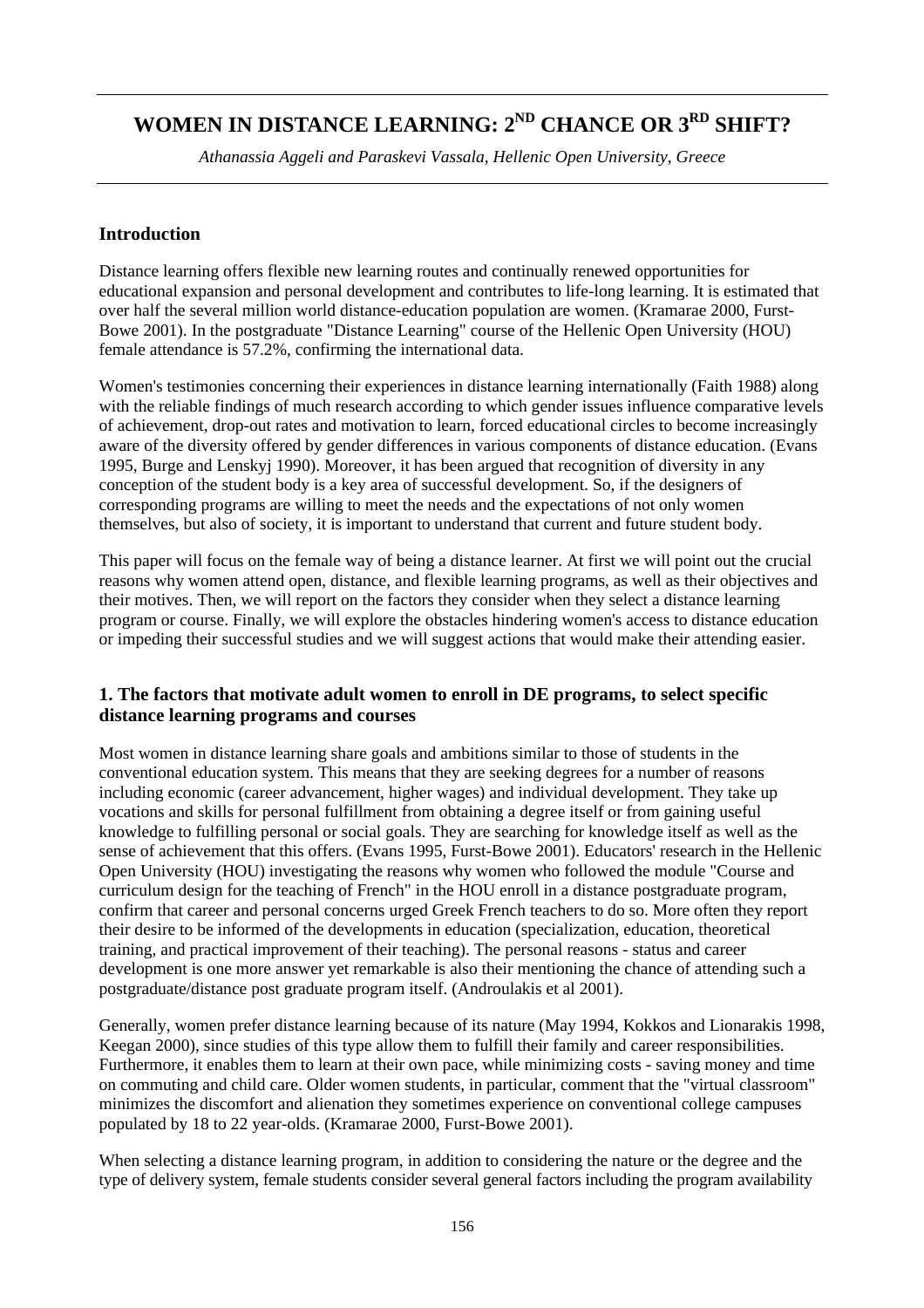# WOMEN IN DISTANCE LEARNING: 2ND CHANCE OR 3RD SHIFT?

*Athanassia Aggeli and Paraskevi Vassala, Hellenic Open University, Greece*

## Introduction

Distance learning offers flexible new learning routes and continually renewed opportunities for educational expansion and personal development and contributes to life-long learning. It is estimated that over half the several million world distance-education population are women. (Kramarae 2000, Furst-Bowe 2001). In the postgraduate "Distance Learning" course of the Hellenic Open University (HOU) female attendance is 57.2%, confirming the international data.

Women's testimonies concerning their experiences in distance learning internationally (Faith 1988) along with the reliable findings of much research according to which gender issues influence comparative levels of achievement, drop-out rates and motivation to learn, forced educational circles to become increasingly aware of the diversity offered by gender differences in various components of distance education. (Evans 1995, Burge and Lenskyj 1990). Moreover, it has been argued that recognition of diversity in any conception of the student body is a key area of successful development. So, if the designers of corresponding programs are willing to meet the needs and the expectations of not only women themselves, but also of society, it is important to understand that current and future student body.

This paper will focus on the female way of being a distance learner. At first we will point out the crucial reasons why women attend open, distance, and flexible learning programs, as well as their objectives and their motives. Then, we will report on the factors they consider when they select a distance learning program or course. Finally, we will explore the obstacles hindering women's access to distance education or impeding their successful studies and we will suggest actions that would make their attending easier.

## 1. The factors that motivate adult women to enroll in DE programs, to select specific distance learning programs and courses

Most women in distance learning share goals and ambitions similar to those of students in the conventional education system. This means that they are seeking degrees for a number of reasons including economic (career advancement, higher wages) and individual development. They take up vocations and skills for personal fulfillment from obtaining a degree itself or from gaining useful knowledge to fulfilling personal or social goals. They are searching for knowledge itself as well as the sense of achievement that this offers. (Evans 1995, Furst-Bowe 2001). Educators' research in the Hellenic Open University (HOU) investigating the reasons why women who followed the module "Course and curriculum design for the teaching of French" in the HOU enroll in a distance postgraduate program, confirm that career and personal concerns urged Greek French teachers to do so. More often they report their desire to be informed of the developments in education (specialization, education, theoretical training, and practical improvement of their teaching). The personal reasons - status and career development is one more answer yet remarkable is also their mentioning the chance of attending such a postgraduate/distance post graduate program itself. (Androulakis et al 2001).

Generally, women prefer distance learning because of its nature (May 1994, Kokkos and Lionarakis 1998, Keegan 2000), since studies of this type allow them to fulfill their family and career responsibilities. Furthermore, it enables them to learn at their own pace, while minimizing costs - saving money and time on commuting and child care. Older women students, in particular, comment that the "virtual classroom" minimizes the discomfort and alienation they sometimes experience on conventional college campuses populated by 18 to 22 year-olds. (Kramarae 2000, Furst-Bowe 2001).

When selecting a distance learning program, in addition to considering the nature or the degree and the type of delivery system, female students consider several general factors including the program availability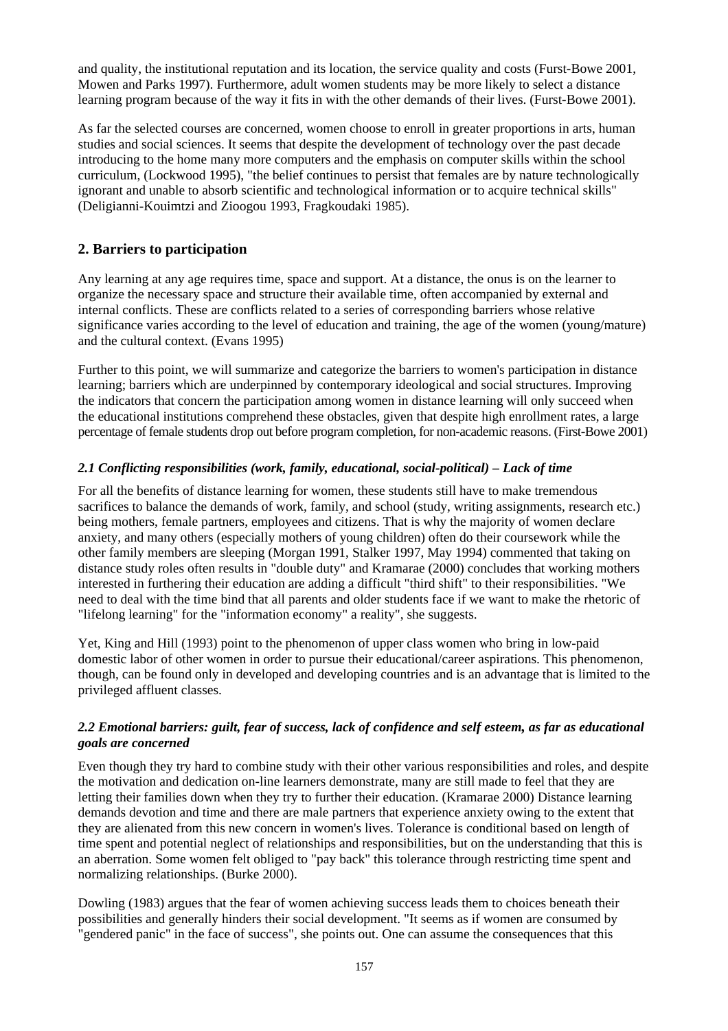and quality, the institutional reputation and its location, the service quality and costs (Furst-Bowe 2001, Mowen and Parks 1997). Furthermore, adult women students may be more likely to select a distance learning program because of the way it fits in with the other demands of their lives. (Furst-Bowe 2001).

As far the selected courses are concerned, women choose to enroll in greater proportions in arts, human studies and social sciences. It seems that despite the development of technology over the past decade introducing to the home many more computers and the emphasis on computer skills within the school curriculum, (Lockwood 1995), "the belief continues to persist that females are by nature technologically ignorant and unable to absorb scientific and technological information or to acquire technical skills" (Deligianni-Kouimtzi and Zioogou 1993, Fragkoudaki 1985).

## 2. Barriers to participation

Any learning at any age requires time, space and support. At a distance, the onus is on the learner to organize the necessary space and structure their available time, often accompanied by external and internal conflicts. These are conflicts related to a series of corresponding barriers whose relative significance varies according to the level of education and training, the age of the women (young/mature) and the cultural context. (Evans 1995)

Further to this point, we will summarize and categorize the barriers to women's participation in distance learning; barriers which are underpinned by contemporary ideological and social structures. Improving the indicators that concern the participation among women in distance learning will only succeed when the educational institutions comprehend these obstacles, given that despite high enrollment rates, a large percentage of female students drop out before program completion, for non-academic reasons. (First-Bowe 2001)

### *2.1 Conflicting responsibilities (work, family, educational, social-political) – Lack of time*

For all the benefits of distance learning for women, these students still have to make tremendous sacrifices to balance the demands of work, family, and school (study, writing assignments, research etc.) being mothers, female partners, employees and citizens. That is why the majority of women declare anxiety, and many others (especially mothers of young children) often do their coursework while the other family members are sleeping (Morgan 1991, Stalker 1997, May 1994) commented that taking on distance study roles often results in "double duty" and Kramarae (2000) concludes that working mothers interested in furthering their education are adding a difficult "third shift" to their responsibilities. "We need to deal with the time bind that all parents and older students face if we want to make the rhetoric of "lifelong learning" for the "information economy" a reality", she suggests.

Yet, King and Hill (1993) point to the phenomenon of upper class women who bring in low-paid domestic labor of other women in order to pursue their educational/career aspirations. This phenomenon, though, can be found only in developed and developing countries and is an advantage that is limited to the privileged affluent classes.

### *2.2 Emotional barriers: guilt, fear of success, lack of confidence and self esteem, as far as educational goals are concerned*

Even though they try hard to combine study with their other various responsibilities and roles, and despite the motivation and dedication on-line learners demonstrate, many are still made to feel that they are letting their families down when they try to further their education. (Kramarae 2000) Distance learning demands devotion and time and there are male partners that experience anxiety owing to the extent that they are alienated from this new concern in women's lives. Tolerance is conditional based on length of time spent and potential neglect of relationships and responsibilities, but on the understanding that this is an aberration. Some women felt obliged to "pay back" this tolerance through restricting time spent and normalizing relationships. (Burke 2000).

Dowling (1983) argues that the fear of women achieving success leads them to choices beneath their possibilities and generally hinders their social development. "It seems as if women are consumed by "gendered panic" in the face of success", she points out. One can assume the consequences that this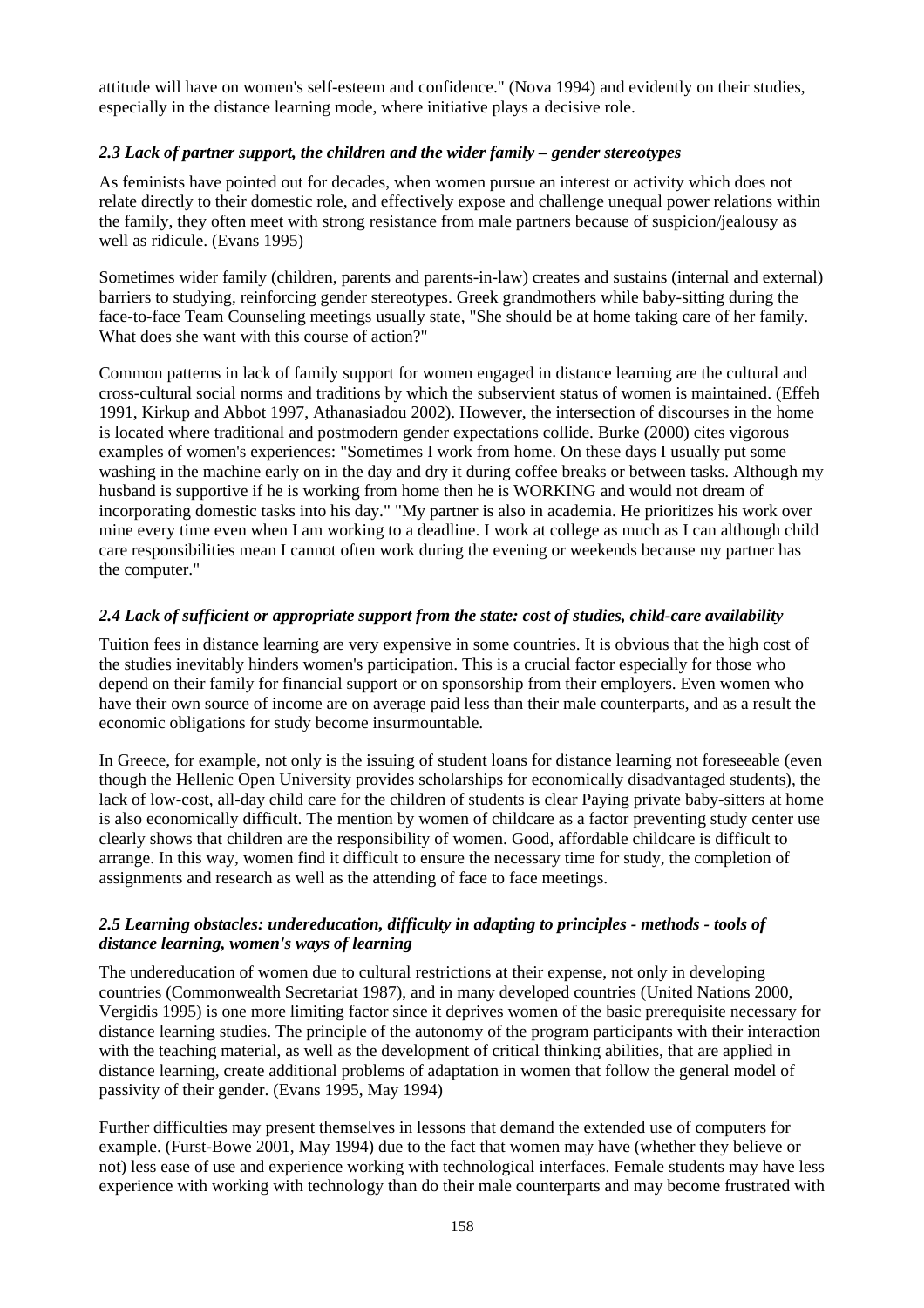attitude will have on women's self-esteem and confidence." (Nova 1994) and evidently on their studies, especially in the distance learning mode, where initiative plays a decisive role.

### *2.3 Lack of partner support, the children and the wider family – gender stereotypes*

As feminists have pointed out for decades, when women pursue an interest or activity which does not relate directly to their domestic role, and effectively expose and challenge unequal power relations within the family, they often meet with strong resistance from male partners because of suspicion/jealousy as well as ridicule. (Evans 1995)

Sometimes wider family (children, parents and parents-in-law) creates and sustains (internal and external) barriers to studying, reinforcing gender stereotypes. Greek grandmothers while baby-sitting during the face-to-face Team Counseling meetings usually state, "She should be at home taking care of her family. What does she want with this course of action?"

Common patterns in lack of family support for women engaged in distance learning are the cultural and cross-cultural social norms and traditions by which the subservient status of women is maintained. (Effeh 1991, Kirkup and Abbot 1997, Athanasiadou 2002). However, the intersection of discourses in the home is located where traditional and postmodern gender expectations collide. Burke (2000) cites vigorous examples of women's experiences: "Sometimes I work from home. On these days I usually put some washing in the machine early on in the day and dry it during coffee breaks or between tasks. Although my husband is supportive if he is working from home then he is WORKING and would not dream of incorporating domestic tasks into his day." "My partner is also in academia. He prioritizes his work over mine every time even when I am working to a deadline. I work at college as much as I can although child care responsibilities mean I cannot often work during the evening or weekends because my partner has the computer."

### *2.4 Lack of sufficient or appropriate support from the state: cost of studies, child-care availability*

Tuition fees in distance learning are very expensive in some countries. It is obvious that the high cost of the studies inevitably hinders women's participation. This is a crucial factor especially for those who depend on their family for financial support or on sponsorship from their employers. Even women who have their own source of income are on average paid less than their male counterparts, and as a result the economic obligations for study become insurmountable.

In Greece, for example, not only is the issuing of student loans for distance learning not foreseeable (even though the Hellenic Open University provides scholarships for economically disadvantaged students), the lack of low-cost, all-day child care for the children of students is clear Paying private baby-sitters at home is also economically difficult. The mention by women of childcare as a factor preventing study center use clearly shows that children are the responsibility of women. Good, affordable childcare is difficult to arrange. In this way, women find it difficult to ensure the necessary time for study, the completion of assignments and research as well as the attending of face to face meetings.

### *2.5 Learning obstacles: undereducation, difficulty in adapting to principles - methods - tools of distance learning, women's ways of learning*

The undereducation of women due to cultural restrictions at their expense, not only in developing countries (Commonwealth Secretariat 1987), and in many developed countries (United Nations 2000, Vergidis 1995) is one more limiting factor since it deprives women of the basic prerequisite necessary for distance learning studies. The principle of the autonomy of the program participants with their interaction with the teaching material, as well as the development of critical thinking abilities, that are applied in distance learning, create additional problems of adaptation in women that follow the general model of passivity of their gender. (Evans 1995, May 1994)

Further difficulties may present themselves in lessons that demand the extended use of computers for example. (Furst-Bowe 2001, May 1994) due to the fact that women may have (whether they believe or not) less ease of use and experience working with technological interfaces. Female students may have less experience with working with technology than do their male counterparts and may become frustrated with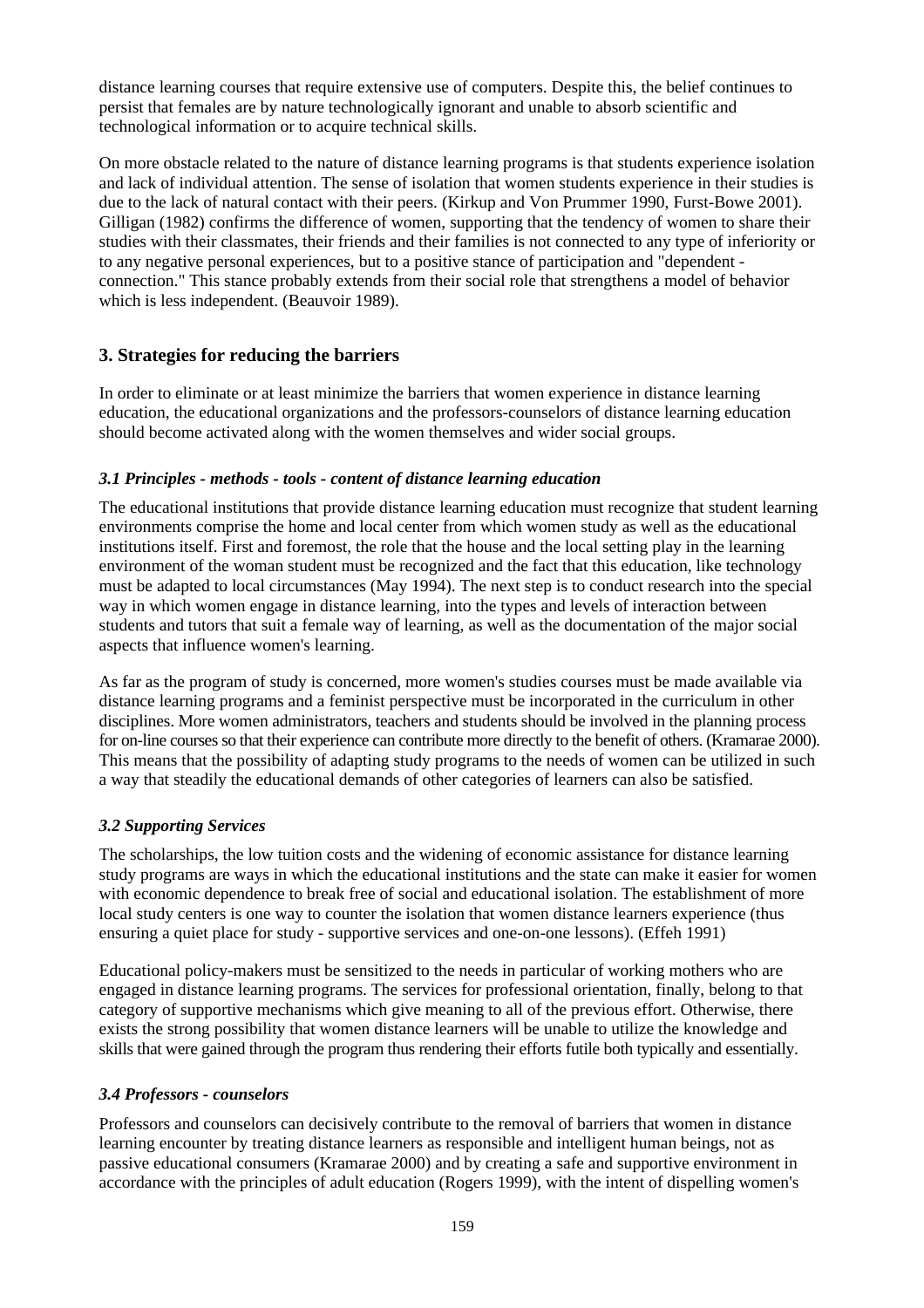distance learning courses that require extensive use of computers. Despite this, the belief continues to persist that females are by nature technologically ignorant and unable to absorb scientific and technological information or to acquire technical skills.

On more obstacle related to the nature of distance learning programs is that students experience isolation and lack of individual attention. The sense of isolation that women students experience in their studies is due to the lack of natural contact with their peers. (Kirkup and Von Prummer 1990, Furst-Bowe 2001). Gilligan (1982) confirms the difference of women, supporting that the tendency of women to share their studies with their classmates, their friends and their families is not connected to any type of inferiority or to any negative personal experiences, but to a positive stance of participation and "dependent - connection." This stance probably extends from their social role that strengthens a model of behavior which is less independent. (Beauvoir 1989).

## 3. Strategies for reducing the barriers

In order to eliminate or at least minimize the barriers that women experience in distance learning education, the educational organizations and the professors-counselors of distance learning education should become activated along with the women themselves and wider social groups.

### *3.1 Principles - methods - tools - content of distance learning education*

The educational institutions that provide distance learning education must recognize that student learning environments comprise the home and local center from which women study as well as the educational institutions itself. First and foremost, the role that the house and the local setting play in the learning environment of the woman student must be recognized and the fact that this education, like technology must be adapted to local circumstances (May 1994). The next step is to conduct research into the special way in which women engage in distance learning, into the types and levels of interaction between students and tutors that suit a female way of learning, as well as the documentation of the major social aspects that influence women's learning.

As far as the program of study is concerned, more women's studies courses must be made available via distance learning programs and a feminist perspective must be incorporated in the curriculum in other disciplines. More women administrators, teachers and students should be involved in the planning process for on-line courses so that their experience can contribute more directly to the benefit of others. (Kramarae 2000). This means that the possibility of adapting study programs to the needs of women can be utilized in such a way that steadily the educational demands of other categories of learners can also be satisfied.

### *3.2 Supporting Services*

The scholarships, the low tuition costs and the widening of economic assistance for distance learning study programs are ways in which the educational institutions and the state can make it easier for women with economic dependence to break free of social and educational isolation. The establishment of more local study centers is one way to counter the isolation that women distance learners experience (thus ensuring a quiet place for study - supportive services and one-on-one lessons). (Effeh 1991)

Educational policy-makers must be sensitized to the needs in particular of working mothers who are engaged in distance learning programs. The services for professional orientation, finally, belong to that category of supportive mechanisms which give meaning to all of the previous effort. Otherwise, there exists the strong possibility that women distance learners will be unable to utilize the knowledge and skills that were gained through the program thus rendering their efforts futile both typically and essentially.

### *3.4 Professors - counselors*

Professors and counselors can decisively contribute to the removal of barriers that women in distance learning encounter by treating distance learners as responsible and intelligent human beings, not as passive educational consumers (Kramarae 2000) and by creating a safe and supportive environment in accordance with the principles of adult education (Rogers 1999), with the intent of dispelling women's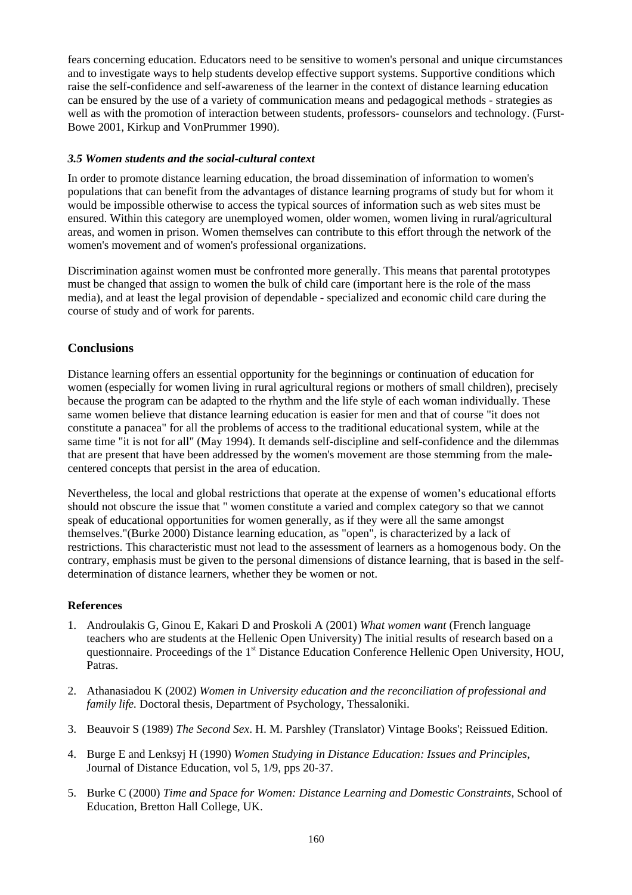fears concerning education. Educators need to be sensitive to women's personal and unique circumstances and to investigate ways to help students develop effective support systems. Supportive conditions which raise the self-confidence and self-awareness of the learner in the context of distance learning education can be ensured by the use of a variety of communication means and pedagogical methods - strategies as well as with the promotion of interaction between students, professors- counselors and technology. (Furst-Bowe 2001, Kirkup and VonPrummer 1990).

### *3.5 Women students and the social-cultural context*

In order to promote distance learning education, the broad dissemination of information to women's populations that can benefit from the advantages of distance learning programs of study but for whom it would be impossible otherwise to access the typical sources of information such as web sites must be ensured. Within this category are unemployed women, older women, women living in rural/agricultural areas, and women in prison. Women themselves can contribute to this effort through the network of the women's movement and of women's professional organizations.

Discrimination against women must be confronted more generally. This means that parental prototypes must be changed that assign to women the bulk of child care (important here is the role of the mass media), and at least the legal provision of dependable - specialized and economic child care during the course of study and of work for parents.

## Conclusions

Distance learning offers an essential opportunity for the beginnings or continuation of education for women (especially for women living in rural agricultural regions or mothers of small children), precisely because the program can be adapted to the rhythm and the life style of each woman individually. These same women believe that distance learning education is easier for men and that of course "it does not constitute a panacea" for all the problems of access to the traditional educational system, while at the same time "it is not for all" (May 1994). It demands self-discipline and self-confidence and the dilemmas that are present that have been addressed by the women's movement are those stemming from the male-centered concepts that persist in the area of education.

Nevertheless, the local and global restrictions that operate at the expense of women's educational efforts should not obscure the issue that " women constitute a varied and complex category so that we cannot speak of educational opportunities for women generally, as if they were all the same amongst themselves."(Burke 2000) Distance learning education, as "open", is characterized by a lack of restrictions. This characteristic must not lead to the assessment of learners as a homogenous body. On the contrary, emphasis must be given to the personal dimensions of distance learning, that is based in the self-determination of distance learners, whether they be women or not.

### References

1. Androulakis G, Ginou E, Kakari D and Proskoli A (2001) *What women want* (French language teachers who are students at the Hellenic Open University) The initial results of research based on a questionnaire. Proceedings of the 1st Distance Education Conference Hellenic Open University, HOU, Patras.

2. Athanasiadou K (2002) *Women in University education and the reconciliation of professional and family life.* Doctoral thesis, Department of Psychology, Thessaloniki.

3. Beauvoir S (1989) *The Second Sex*. H. M. Parshley (Translator) Vintage Books'; Reissued Edition.

4. Burge E and Lenksyj H (1990) *Women Studying in Distance Education: Issues and Principles*, Journal of Distance Education, vol 5, 1/9, pps 20-37.

5. Burke C (2000) *Time and Space for Women: Distance Learning and Domestic Constraints,* School of Education, Bretton Hall College, UK.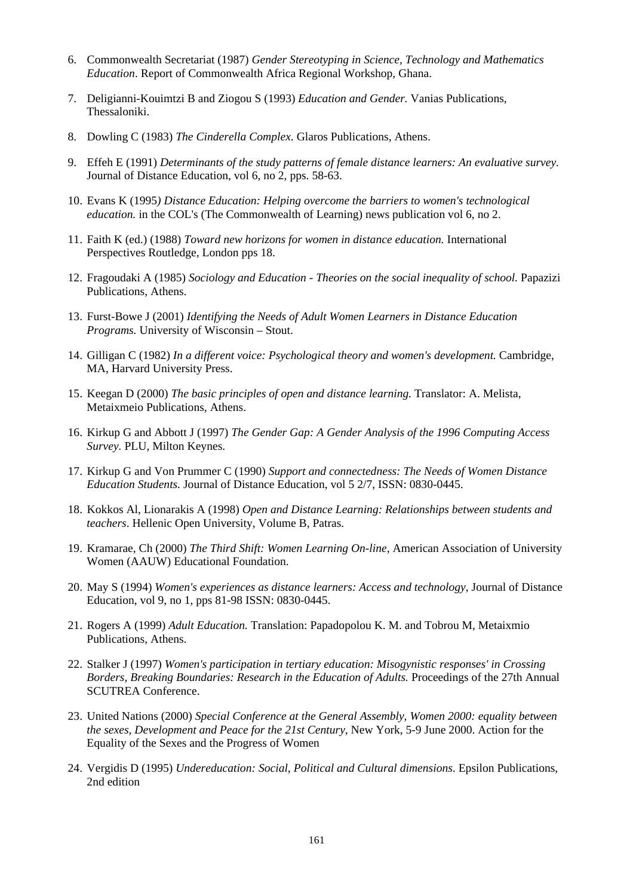6. Commonwealth Secretariat (1987) *Gender Stereotyping in Science, Technology and Mathematics Education*. Report of Commonwealth Africa Regional Workshop, Ghana.

7. Deligianni-Kouimtzi B and Ziogou S (1993) *Education and Gender.* Vanias Publications, Thessaloniki.

8. Dowling C (1983) *The Cinderella Complex.* Glaros Publications, Athens.

9. Effeh E (1991) *Determinants of the study patterns of female distance learners: An evaluative survey.* Journal of Distance Education, vol 6, no 2, pps. 58-63.

10. Evans K (1995*) Distance Education: Helping overcome the barriers to women's technological education.* in the COL's (The Commonwealth of Learning) news publication vol 6, no 2.

11. Faith K (ed.) (1988) *Toward new horizons for women in distance education.* International Perspectives Routledge, London pps 18.

12. Fragoudaki A (1985) *Sociology and Education - Theories on the social inequality of school.* Papazizi Publications, Athens.

13. Furst-Bowe J (2001) *Identifying the Needs of Adult Women Learners in Distance Education Programs.* University of Wisconsin – Stout.

14. Gilligan C (1982) *In a different voice: Psychological theory and women's development.* Cambridge, MA, Harvard University Press.

15. Keegan D (2000) *The basic principles of open and distance learning.* Translator: A. Melista, Metaixmeio Publications, Athens.

16. Kirkup G and Abbott J (1997) *The Gender Gap: A Gender Analysis of the 1996 Computing Access Survey.* PLU, Milton Keynes.

17. Kirkup G and Von Prummer C (1990) *Support and connectedness: The Needs of Women Distance Education Students.* Journal of Distance Education, vol 5 2/7, ISSN: 0830-0445.

18. Kokkos Al, Lionarakis A (1998) *Open and Distance Learning: Relationships between students and teachers*. Hellenic Open University, Volume B, Patras.

19. Kramarae, Ch (2000) *The Third Shift: Women Learning On-line,* American Association of University Women (AAUW) Educational Foundation.

20. May S (1994) *Women's experiences as distance learners: Access and technology*, Journal of Distance Education, vol 9, no 1, pps 81-98 ISSN: 0830-0445.

21. Rogers A (1999) *Adult Education.* Translation: Papadopolou K. M. and Tobrou M, Metaixmio Publications, Athens.

22. Stalker J (1997) *Women's participation in tertiary education: Misogynistic responses' in Crossing Borders, Breaking Boundaries: Research in the Education of Adults.* Proceedings of the 27th Annual SCUTREA Conference.

23. United Nations (2000) *Special Conference at the General Assembly, Women 2000: equality between the sexes, Development and Peace for the 21st Century*, New York, 5-9 June 2000. Action for the Equality of the Sexes and the Progress of Women

24. Vergidis D (1995) *Undereducation: Social, Political and Cultural dimensions*. Epsilon Publications, 2nd edition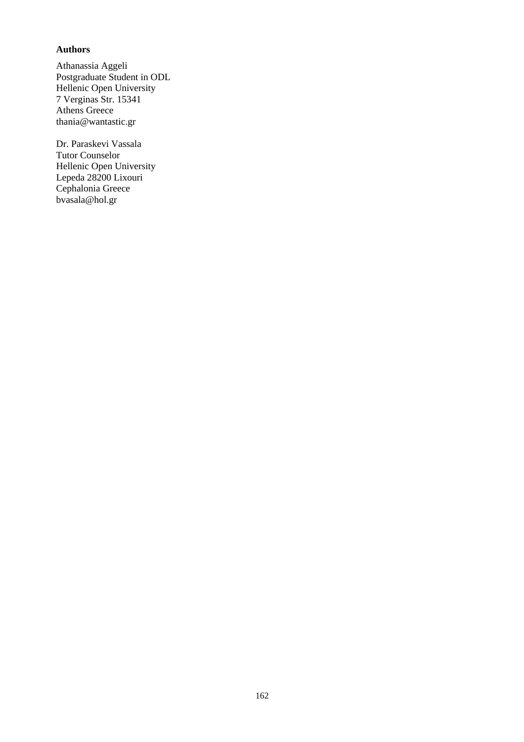**Authors**

Athanassia Aggeli
Postgraduate Student in ODL
Hellenic Open University
7 Verginas Str. 15341
Athens Greece
thania@wantastic.gr

Dr. Paraskevi Vassala
Tutor Counselor
Hellenic Open University
Lepeda 28200 Lixouri
Cephalonia Greece
bvasala@hol.gr